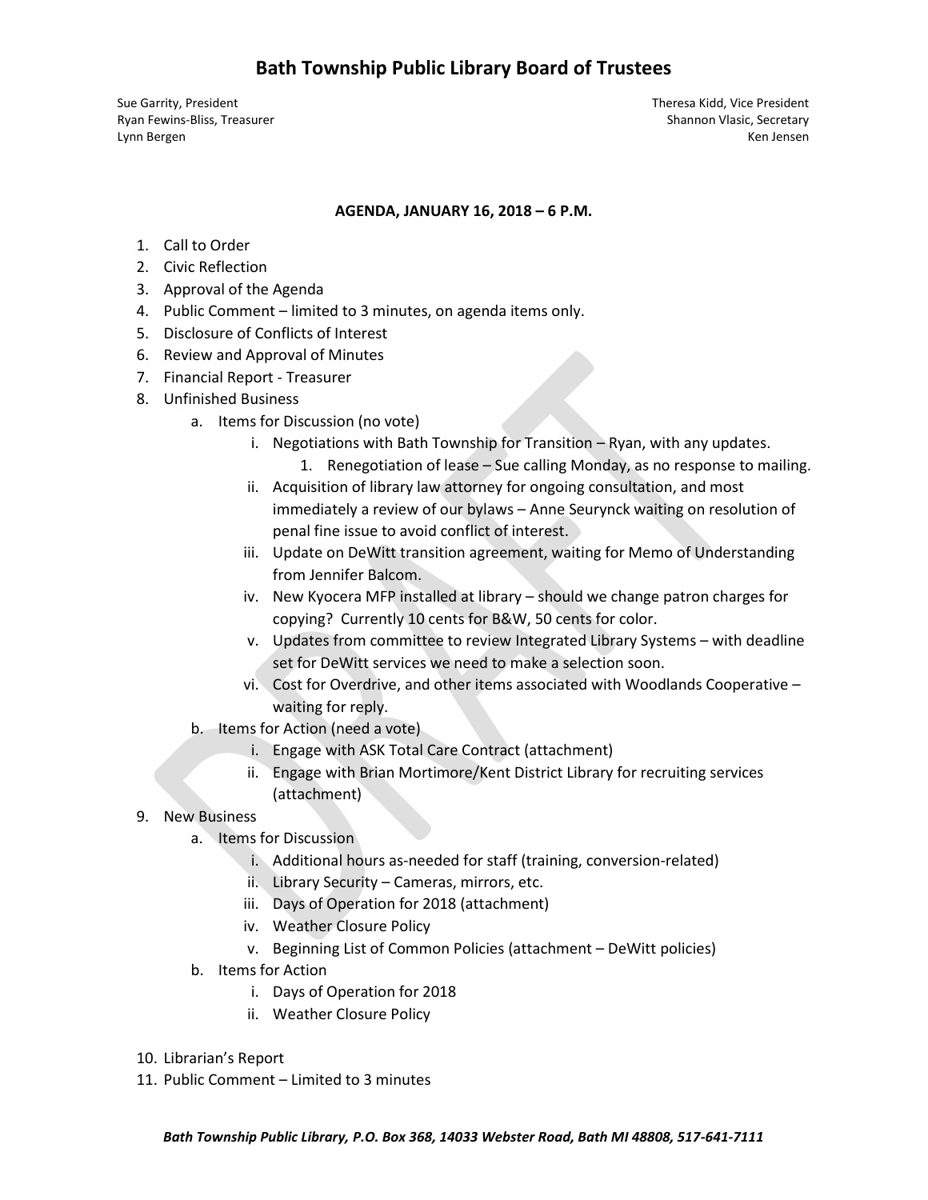# Bath Township Public Library Board of Trustees

Sue Garrity, President
Theresa Kidd, Vice President
Ryan Fewins-Bliss, Treasurer
Shannon Vlasic, Secretary
Lynn Bergen
Ken Jensen

**AGENDA, JANUARY 16, 2018 – 6 P.M.**

1. Call to Order
2. Civic Reflection
3. Approval of the Agenda
4. Public Comment – limited to 3 minutes, on agenda items only.
5. Disclosure of Conflicts of Interest
6. Review and Approval of Minutes
7. Financial Report - Treasurer
8. Unfinished Business
   a. Items for Discussion (no vote)
      i. Negotiations with Bath Township for Transition – Ryan, with any updates.
         1. Renegotiation of lease – Sue calling Monday, as no response to mailing.
      ii. Acquisition of library law attorney for ongoing consultation, and most immediately a review of our bylaws – Anne Seurynck waiting on resolution of penal fine issue to avoid conflict of interest.
      iii. Update on DeWitt transition agreement, waiting for Memo of Understanding from Jennifer Balcom.
      iv. New Kyocera MFP installed at library – should we change patron charges for copying? Currently 10 cents for B&W, 50 cents for color.
      v. Updates from committee to review Integrated Library Systems – with deadline set for DeWitt services we need to make a selection soon.
      vi. Cost for Overdrive, and other items associated with Woodlands Cooperative – waiting for reply.
   b. Items for Action (need a vote)
      i. Engage with ASK Total Care Contract (attachment)
      ii. Engage with Brian Mortimore/Kent District Library for recruiting services (attachment)
9. New Business
   a. Items for Discussion
      i. Additional hours as-needed for staff (training, conversion-related)
      ii. Library Security – Cameras, mirrors, etc.
      iii. Days of Operation for 2018 (attachment)
      iv. Weather Closure Policy
      v. Beginning List of Common Policies (attachment – DeWitt policies)
   b. Items for Action
      i. Days of Operation for 2018
      ii. Weather Closure Policy
10. Librarian's Report
11. Public Comment – Limited to 3 minutes

*Bath Township Public Library, P.O. Box 368, 14033 Webster Road, Bath MI 48808, 517-641-7111*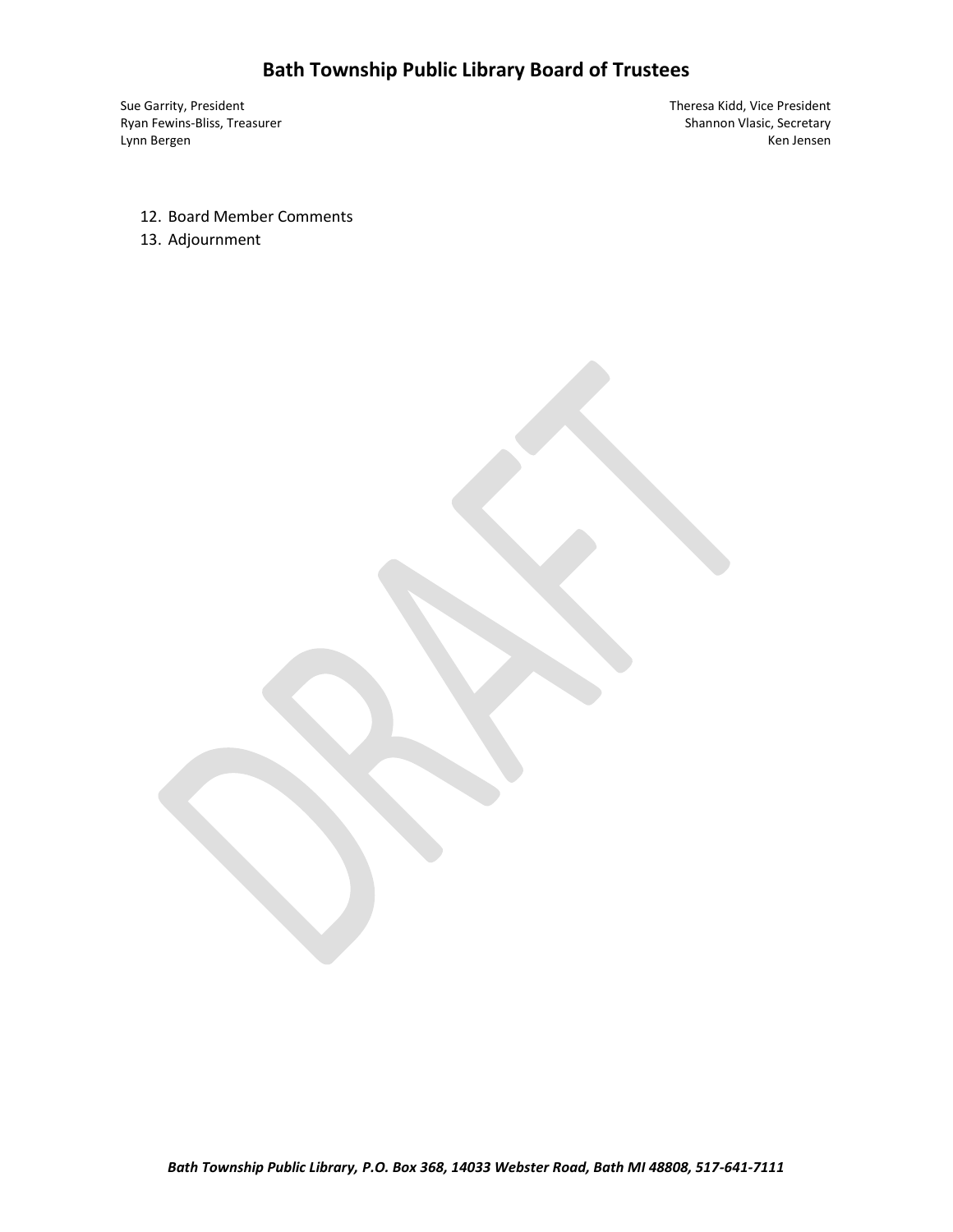12. Board Member Comments
13. Adjournment